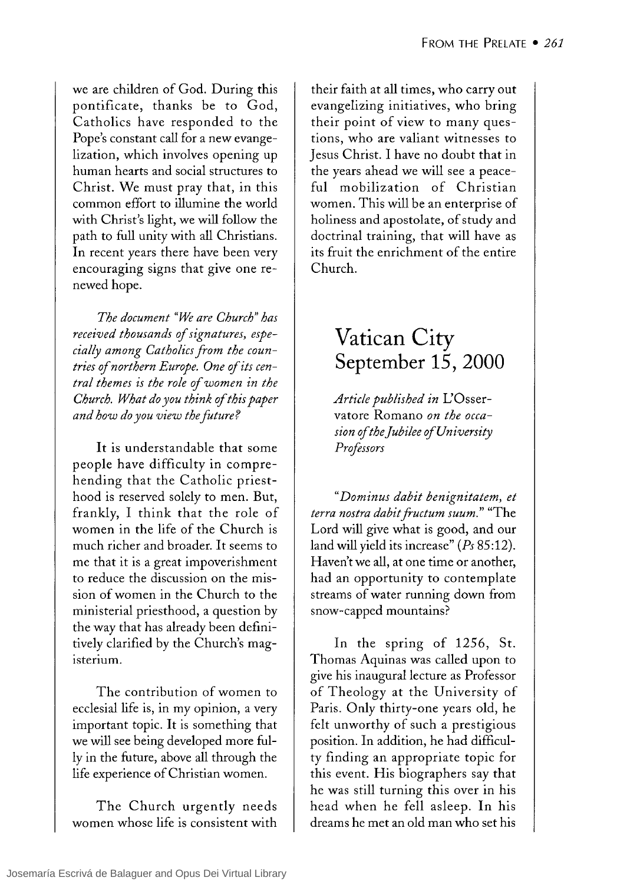we are children of God. During this pontificate, thanks be to God, Catholics have responded to the Pope's constant call for a new evangelization, which involves opening up human hearts and social structures to Christ. We must pray that, in this common effort to illumine the world with Christ's light, we will follow the path to full unity with all Christians. In recent years there have been very encouraging signs that give one renewed hope.

*The document "We are Church" has received thousands of signatures, especially among Catholics from the countries of northern Europe. One of its central themes is the role of women in the Church. What do you think of this paper and how do you view the future?*

It is understandable that some people have difficulty in comprehending that the Catholic priesthood is reserved solely to men. But, frankly, I think that the role of women in the life of the Church is much richer and broader. It seems to me that it is a great impoverishment to reduce the discussion on the mission of women in the Church to the ministerial priesthood, a question by the way that has already been definitively clarified by the Church's magisterium.

The contribution of women to ecclesial life is, in my opinion, a very important topic. It is something that we will see being developed more fully in the future, above all through the life experience of Christian women.

The Church urgently needs women whose life is consistent with their faith at all times, who carry out evangelizing initiatives, who bring their point of view to many questions, who are valiant witnesses to Jesus Christ. I have no doubt that in the years ahead we will see a peaceful mobilization of Christian women. This will be an enterprise of holiness and apostolate, of study and doctrinal training, that will have as its fruit the enrichment of the entire Church.

## Vatican City September 15, 2000

*Article published in* L'Osservatore Romano *on the occasion of the Jubilee of University Professors*

"*Dominus dabit benignitatem, et terra nostra dabit fructum suum.*" "The Lord will give what is good, and our land will yield its increase" (*Ps* 85:12). Haven't we all, at one time or another, had an opportunity to contemplate streams of water running down from snow-capped mountains?

In the spring of 1256, St. Thomas Aquinas was called upon to give his inaugural lecture as Professor of Theology at the University of Paris. Only thirty-one years old, he felt unworthy of such a prestigious position. In addition, he had difficulty finding an appropriate topic for this event. His biographers say that he was still turning this over in his head when he fell asleep. In his dreams he met an old man who set his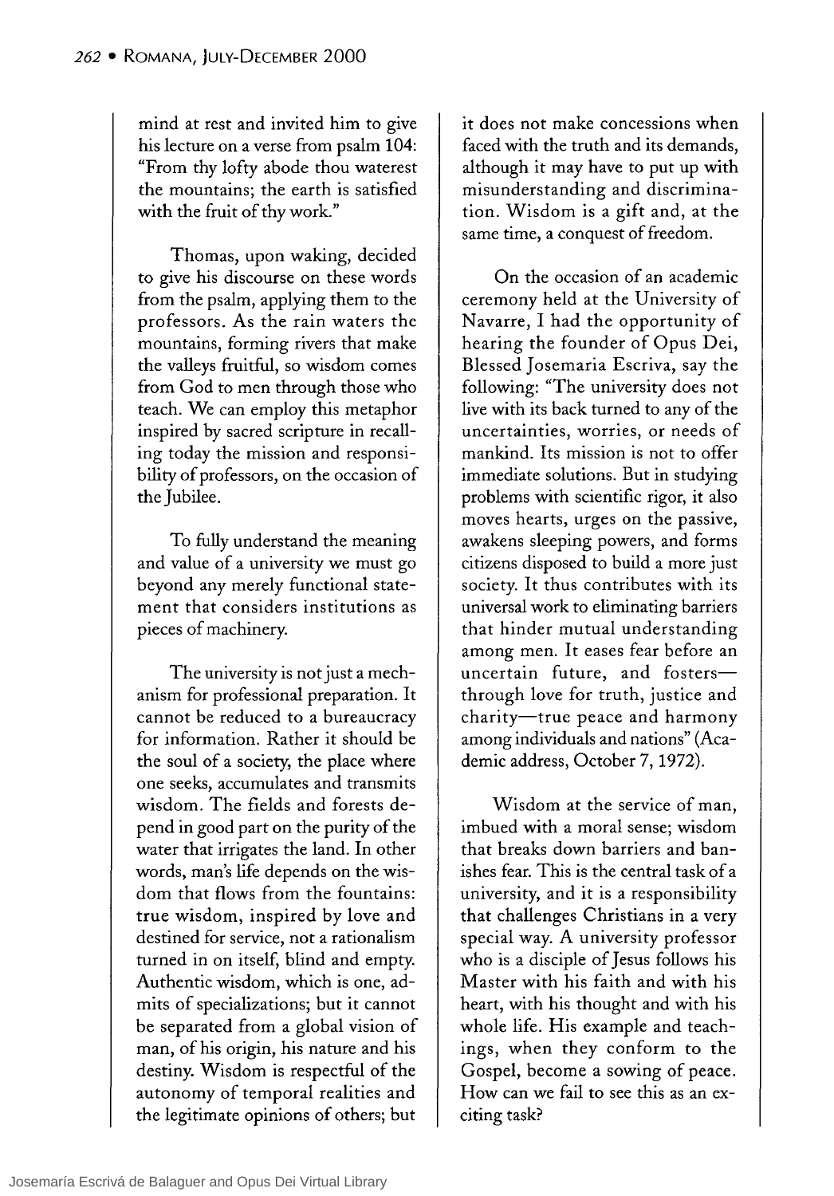mind at rest and invited him to give his lecture on a verse from psalm 104: "From thy lofty abode thou waterest the mountains; the earth is satisfied with the fruit of thy work."

Thomas, upon waking, decided to give his discourse on these words from the psalm, applying them to the professors. As the rain waters the mountains, forming rivers that make the valleys fruitful, so wisdom comes from God to men through those who teach. We can employ this metaphor inspired by sacred scripture in recalling today the mission and responsibility of professors, on the occasion of the Jubilee.

To fully understand the meaning and value of a university we must go beyond any merely functional statement that considers institutions as pieces of machinery.

The university is not just a mechanism for professional preparation. It cannot be reduced to a bureaucracy for information. Rather it should be the soul of a society, the place where one seeks, accumulates and transmits wisdom. The fields and forests depend in good part on the purity of the water that irrigates the land. In other words, man's life depends on the wisdom that flows from the fountains: true wisdom, inspired by love and destined for service, not a rationalism turned in on itself, blind and empty. Authentic wisdom, which is one, admits of specializations; but it cannot be separated from a global vision of man, of his origin, his nature and his destiny. Wisdom is respectful of the autonomy of temporal realities and the legitimate opinions of others; but it does not make concessions when faced with the truth and its demands, although it may have to put up with misunderstanding and discrimination. Wisdom is a gift and, at the same time, a conquest of freedom.

On the occasion of an academic ceremony held at the University of Navarre, I had the opportunity of hearing the founder of Opus Dei, Blessed Josemaria Escriva, say the following: "The university does not live with its back turned to any of the uncertainties, worries, or needs of mankind. Its mission is not to offer immediate solutions. But in studying problems with scientific rigor, it also moves hearts, urges on the passive, awakens sleeping powers, and forms citizens disposed to build a more just society. It thus contributes with its universal work to eliminating barriers that hinder mutual understanding among men. It eases fear before an uncertain future, and fosters—through love for truth, justice and charity—true peace and harmony among individuals and nations" (Academic address, October 7, 1972).

Wisdom at the service of man, imbued with a moral sense; wisdom that breaks down barriers and banishes fear. This is the central task of a university, and it is a responsibility that challenges Christians in a very special way. A university professor who is a disciple of Jesus follows his Master with his faith and with his heart, with his thought and with his whole life. His example and teachings, when they conform to the Gospel, become a sowing of peace. How can we fail to see this as an exciting task?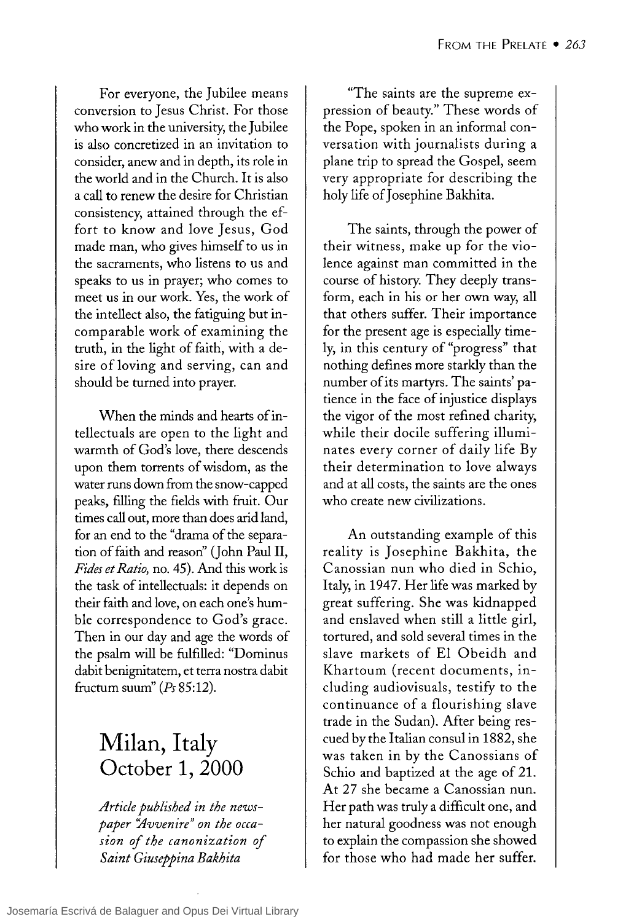For everyone, the Jubilee means conversion to Jesus Christ. For those who work in the university, the Jubilee is also concretized in an invitation to consider, anew and in depth, its role in the world and in the Church. It is also a call to renew the desire for Christian consistency, attained through the effort to know and love Jesus, God made man, who gives himself to us in the sacraments, who listens to us and speaks to us in prayer; who comes to meet us in our work. Yes, the work of the intellect also, the fatiguing but incomparable work of examining the truth, in the light of faith, with a desire of loving and serving, can and should be turned into prayer.

When the minds and hearts of intellectuals are open to the light and warmth of God's love, there descends upon them torrents of wisdom, as the water runs down from the snow-capped peaks, filling the fields with fruit. Our times call out, more than does arid land, for an end to the "drama of the separation of faith and reason" (John Paul II, *Fides et Ratio,* no. 45). And this work is the task of intellectuals: it depends on their faith and love, on each one's humble correspondence to God's grace. Then in our day and age the words of the psalm will be fulfilled: "Dominus dabit benignitatem, et terra nostra dabit fructum suum" (*Ps* 85:12).

## Milan, Italy
## October 1, 2000

*Article published in the newspaper "Avvenire" on the occasion of the canonization of Saint Giuseppina Bakhita*

"The saints are the supreme expression of beauty." These words of the Pope, spoken in an informal conversation with journalists during a plane trip to spread the Gospel, seem very appropriate for describing the holy life of Josephine Bakhita.

The saints, through the power of their witness, make up for the violence against man committed in the course of history. They deeply transform, each in his or her own way, all that others suffer. Their importance for the present age is especially timely, in this century of "progress" that nothing defines more starkly than the number of its martyrs. The saints' patience in the face of injustice displays the vigor of the most refined charity, while their docile suffering illuminates every corner of daily life By their determination to love always and at all costs, the saints are the ones who create new civilizations.

An outstanding example of this reality is Josephine Bakhita, the Canossian nun who died in Schio, Italy, in 1947. Her life was marked by great suffering. She was kidnapped and enslaved when still a little girl, tortured, and sold several times in the slave markets of El Obeidh and Khartoum (recent documents, including audiovisuals, testify to the continuance of a flourishing slave trade in the Sudan). After being rescued by the Italian consul in 1882, she was taken in by the Canossians of Schio and baptized at the age of 21. At 27 she became a Canossian nun. Her path was truly a difficult one, and her natural goodness was not enough to explain the compassion she showed for those who had made her suffer.